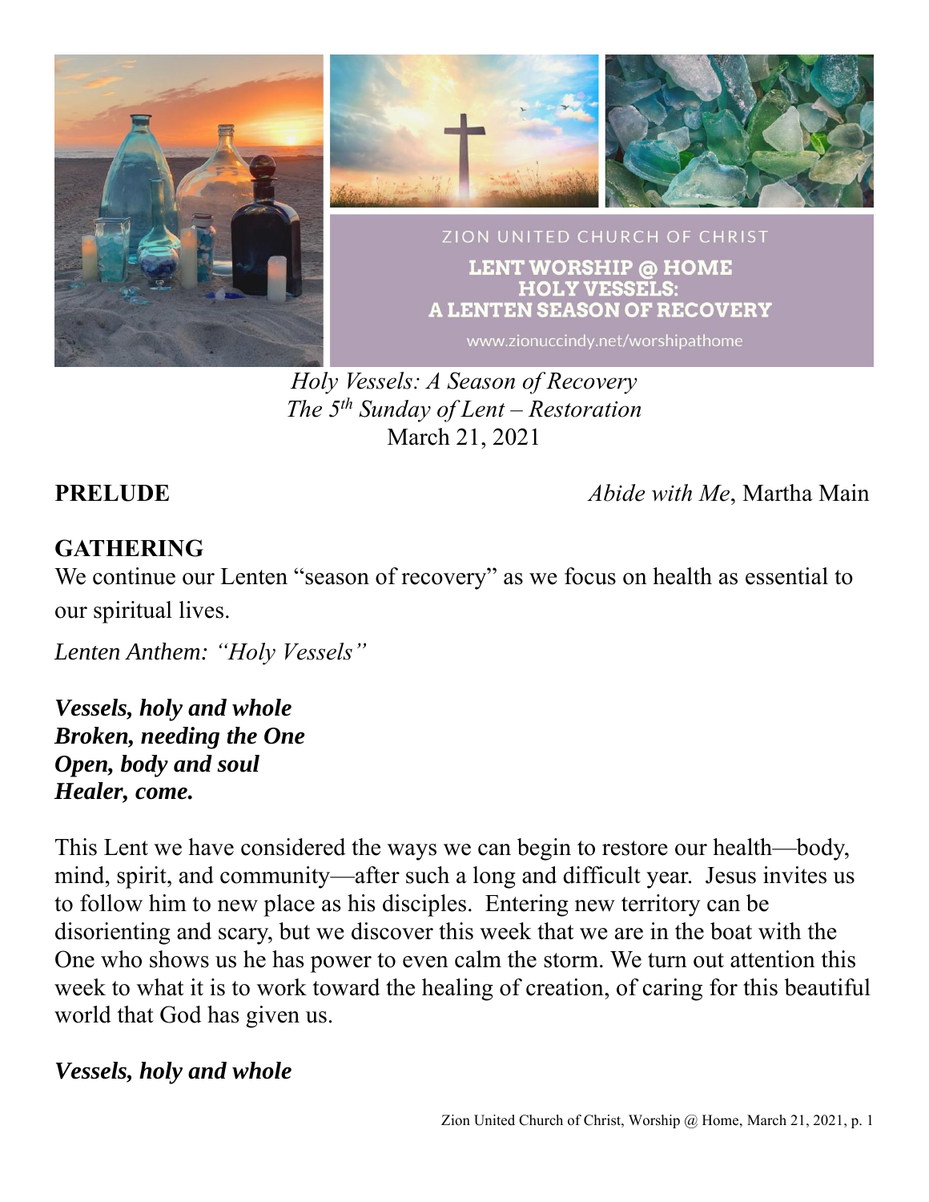ZION UNITED CHURCH OF CHRIST

LENT WORSHIP @ HOME
HOLY VESSELS:
A LENTEN SEASON OF RECOVERY

www.zionuccindy.net/worshipathome

*Holy Vessels: A Season of Recovery*
*The 5th Sunday of Lent – Restoration*
March 21, 2021

**PRELUDE** *Abide with Me*, Martha Main

## GATHERING

We continue our Lenten "season of recovery" as we focus on health as essential to our spiritual lives.

*Lenten Anthem: "Holy Vessels"*

***Vessels, holy and whole***
***Broken, needing the One***
***Open, body and soul***
***Healer, come.***

This Lent we have considered the ways we can begin to restore our health—body, mind, spirit, and community—after such a long and difficult year. Jesus invites us to follow him to new place as his disciples. Entering new territory can be disorienting and scary, but we discover this week that we are in the boat with the One who shows us he has power to even calm the storm. We turn out attention this week to what it is to work toward the healing of creation, of caring for this beautiful world that God has given us.

***Vessels, holy and whole***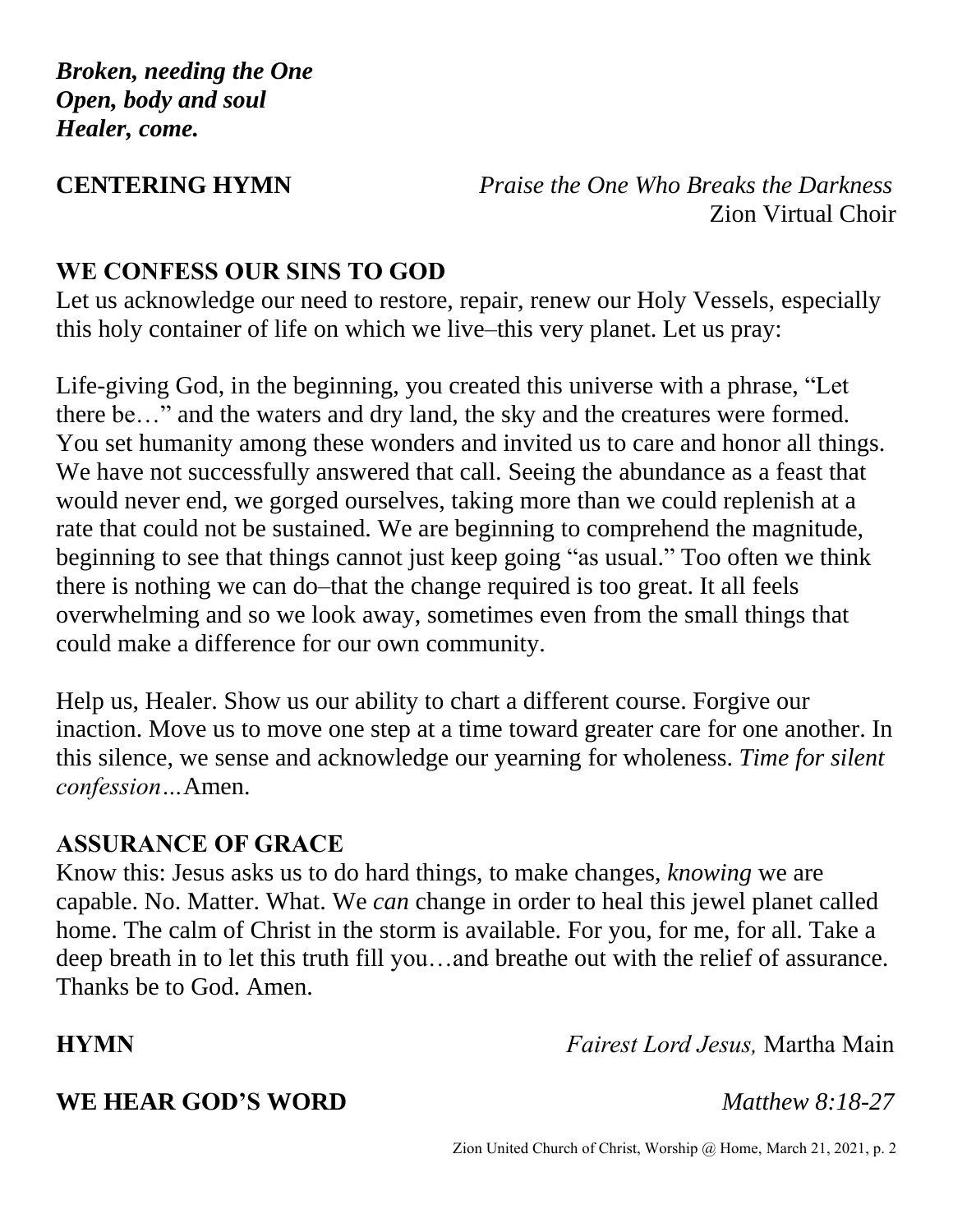***Broken, needing the One***
***Open, body and soul***
***Healer, come.***

**CENTERING HYMN** *Praise the One Who Breaks the Darkness*
Zion Virtual Choir

**WE CONFESS OUR SINS TO GOD**

Let us acknowledge our need to restore, repair, renew our Holy Vessels, especially this holy container of life on which we live–this very planet. Let us pray:

Life-giving God, in the beginning, you created this universe with a phrase, "Let there be…" and the waters and dry land, the sky and the creatures were formed. You set humanity among these wonders and invited us to care and honor all things. We have not successfully answered that call. Seeing the abundance as a feast that would never end, we gorged ourselves, taking more than we could replenish at a rate that could not be sustained. We are beginning to comprehend the magnitude, beginning to see that things cannot just keep going "as usual." Too often we think there is nothing we can do–that the change required is too great. It all feels overwhelming and so we look away, sometimes even from the small things that could make a difference for our own community.

Help us, Healer. Show us our ability to chart a different course. Forgive our inaction. Move us to move one step at a time toward greater care for one another. In this silence, we sense and acknowledge our yearning for wholeness. *Time for silent confession…*Amen.

**ASSURANCE OF GRACE**

Know this: Jesus asks us to do hard things, to make changes, *knowing* we are capable. No. Matter. What. We *can* change in order to heal this jewel planet called home. The calm of Christ in the storm is available. For you, for me, for all. Take a deep breath in to let this truth fill you…and breathe out with the relief of assurance. Thanks be to God. Amen.

**HYMN** *Fairest Lord Jesus,* Martha Main

**WE HEAR GOD'S WORD** *Matthew 8:18-27*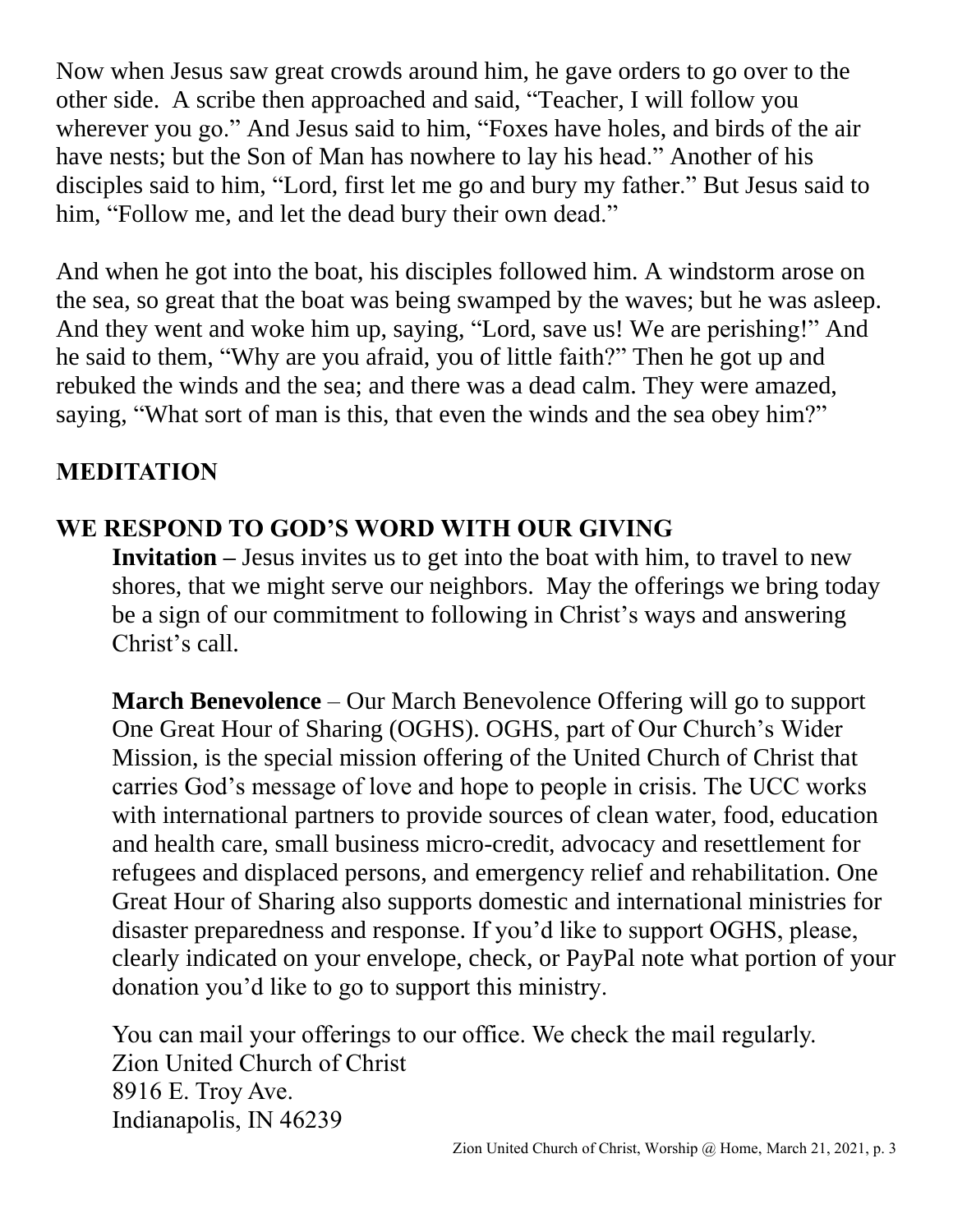Now when Jesus saw great crowds around him, he gave orders to go over to the other side. A scribe then approached and said, "Teacher, I will follow you wherever you go." And Jesus said to him, "Foxes have holes, and birds of the air have nests; but the Son of Man has nowhere to lay his head." Another of his disciples said to him, "Lord, first let me go and bury my father." But Jesus said to him, "Follow me, and let the dead bury their own dead."

And when he got into the boat, his disciples followed him. A windstorm arose on the sea, so great that the boat was being swamped by the waves; but he was asleep. And they went and woke him up, saying, "Lord, save us! We are perishing!" And he said to them, "Why are you afraid, you of little faith?" Then he got up and rebuked the winds and the sea; and there was a dead calm. They were amazed, saying, "What sort of man is this, that even the winds and the sea obey him?"

## MEDITATION

## WE RESPOND TO GOD'S WORD WITH OUR GIVING

**Invitation –** Jesus invites us to get into the boat with him, to travel to new shores, that we might serve our neighbors. May the offerings we bring today be a sign of our commitment to following in Christ's ways and answering Christ's call.

**March Benevolence** – Our March Benevolence Offering will go to support One Great Hour of Sharing (OGHS). OGHS, part of Our Church's Wider Mission, is the special mission offering of the United Church of Christ that carries God's message of love and hope to people in crisis. The UCC works with international partners to provide sources of clean water, food, education and health care, small business micro-credit, advocacy and resettlement for refugees and displaced persons, and emergency relief and rehabilitation. One Great Hour of Sharing also supports domestic and international ministries for disaster preparedness and response. If you'd like to support OGHS, please, clearly indicated on your envelope, check, or PayPal note what portion of your donation you'd like to go to support this ministry.

You can mail your offerings to our office. We check the mail regularly.
Zion United Church of Christ
8916 E. Troy Ave.
Indianapolis, IN 46239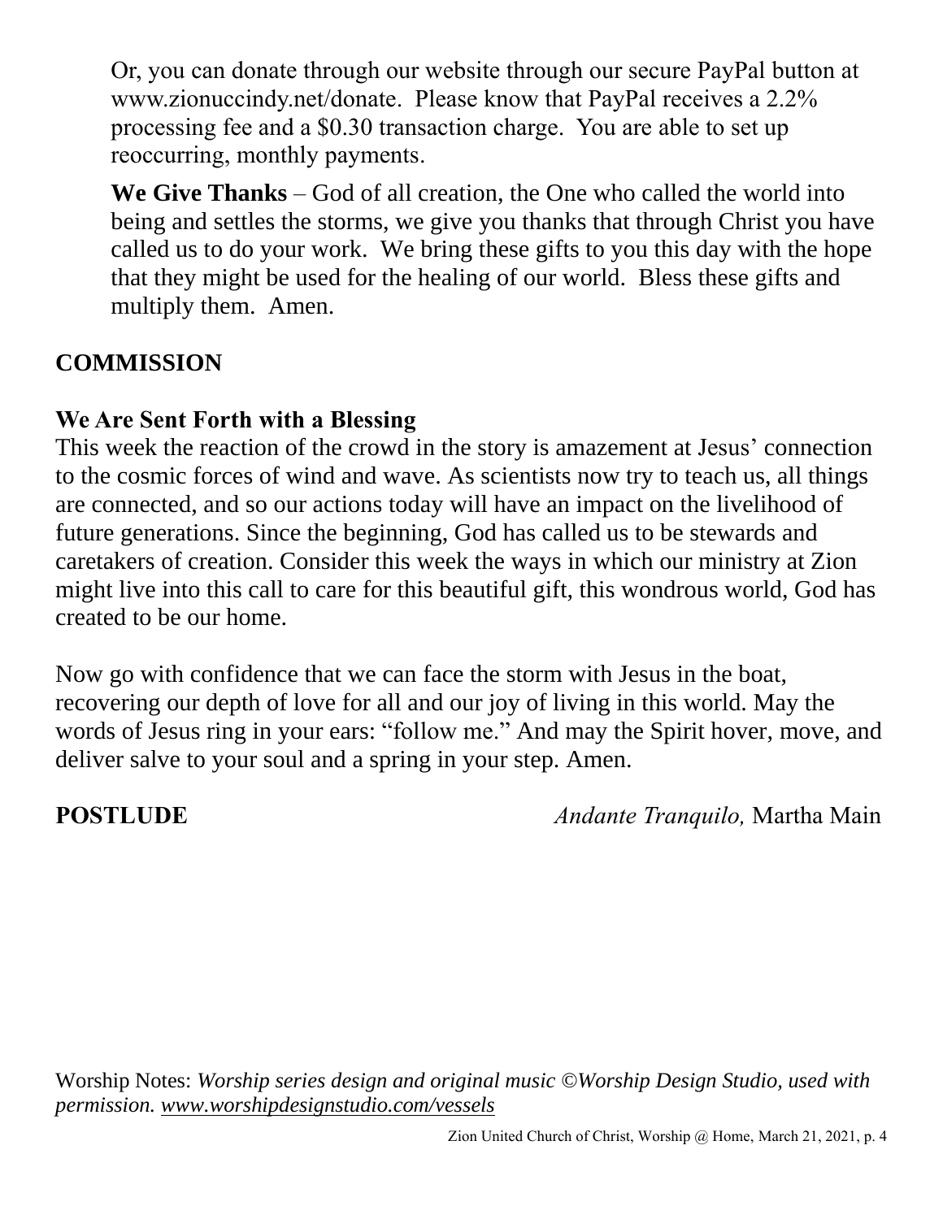Or, you can donate through our website through our secure PayPal button at www.zionuccindy.net/donate. Please know that PayPal receives a 2.2% processing fee and a $0.30 transaction charge. You are able to set up reoccurring, monthly payments.

**We Give Thanks** – God of all creation, the One who called the world into being and settles the storms, we give you thanks that through Christ you have called us to do your work. We bring these gifts to you this day with the hope that they might be used for the healing of our world. Bless these gifts and multiply them. Amen.

## COMMISSION

### We Are Sent Forth with a Blessing

This week the reaction of the crowd in the story is amazement at Jesus' connection to the cosmic forces of wind and wave. As scientists now try to teach us, all things are connected, and so our actions today will have an impact on the livelihood of future generations. Since the beginning, God has called us to be stewards and caretakers of creation. Consider this week the ways in which our ministry at Zion might live into this call to care for this beautiful gift, this wondrous world, God has created to be our home.

Now go with confidence that we can face the storm with Jesus in the boat, recovering our depth of love for all and our joy of living in this world. May the words of Jesus ring in your ears: "follow me." And may the Spirit hover, move, and deliver salve to your soul and a spring in your step. Amen.

**POSTLUDE** *Andante Tranquilo,* Martha Main

Worship Notes: *Worship series design and original music ©Worship Design Studio, used with permission. www.worshipdesignstudio.com/vessels*